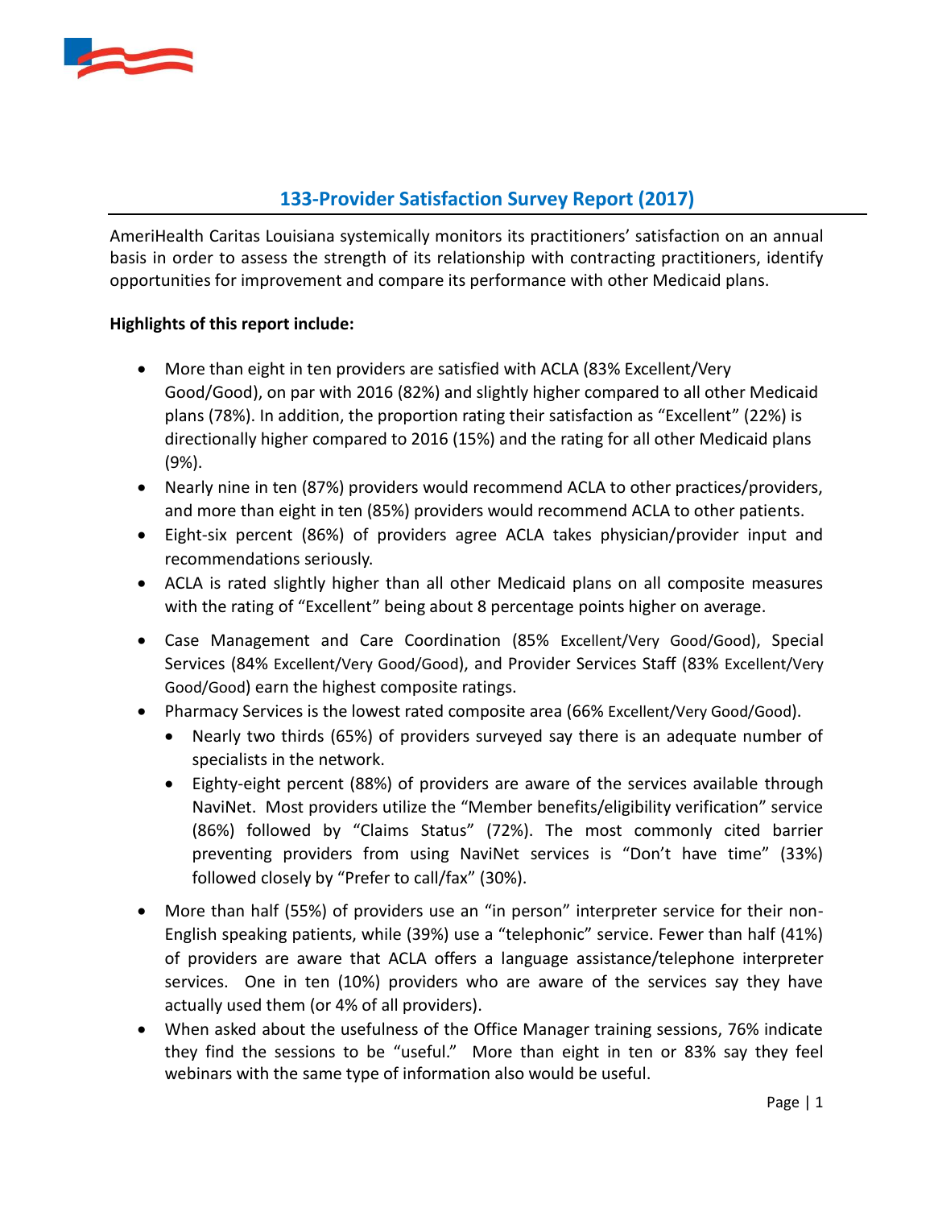# 133-Provider Satisfaction Survey Report (2017)

AmeriHealth Caritas Louisiana systemically monitors its practitioners' satisfaction on an annual basis in order to assess the strength of its relationship with contracting practitioners, identify opportunities for improvement and compare its performance with other Medicaid plans.

**Highlights of this report include:**

- More than eight in ten providers are satisfied with ACLA (83% Excellent/Very Good/Good), on par with 2016 (82%) and slightly higher compared to all other Medicaid plans (78%). In addition, the proportion rating their satisfaction as "Excellent" (22%) is directionally higher compared to 2016 (15%) and the rating for all other Medicaid plans (9%).
- Nearly nine in ten (87%) providers would recommend ACLA to other practices/providers, and more than eight in ten (85%) providers would recommend ACLA to other patients.
- Eight-six percent (86%) of providers agree ACLA takes physician/provider input and recommendations seriously.
- ACLA is rated slightly higher than all other Medicaid plans on all composite measures with the rating of "Excellent" being about 8 percentage points higher on average.
- Case Management and Care Coordination (85% Excellent/Very Good/Good), Special Services (84% Excellent/Very Good/Good), and Provider Services Staff (83% Excellent/Very Good/Good) earn the highest composite ratings.
- Pharmacy Services is the lowest rated composite area (66% Excellent/Very Good/Good).
  - Nearly two thirds (65%) of providers surveyed say there is an adequate number of specialists in the network.
  - Eighty-eight percent (88%) of providers are aware of the services available through NaviNet. Most providers utilize the "Member benefits/eligibility verification" service (86%) followed by "Claims Status" (72%). The most commonly cited barrier preventing providers from using NaviNet services is "Don't have time" (33%) followed closely by "Prefer to call/fax" (30%).
- More than half (55%) of providers use an "in person" interpreter service for their non-English speaking patients, while (39%) use a "telephonic" service. Fewer than half (41%) of providers are aware that ACLA offers a language assistance/telephone interpreter services. One in ten (10%) providers who are aware of the services say they have actually used them (or 4% of all providers).
- When asked about the usefulness of the Office Manager training sessions, 76% indicate they find the sessions to be "useful." More than eight in ten or 83% say they feel webinars with the same type of information also would be useful.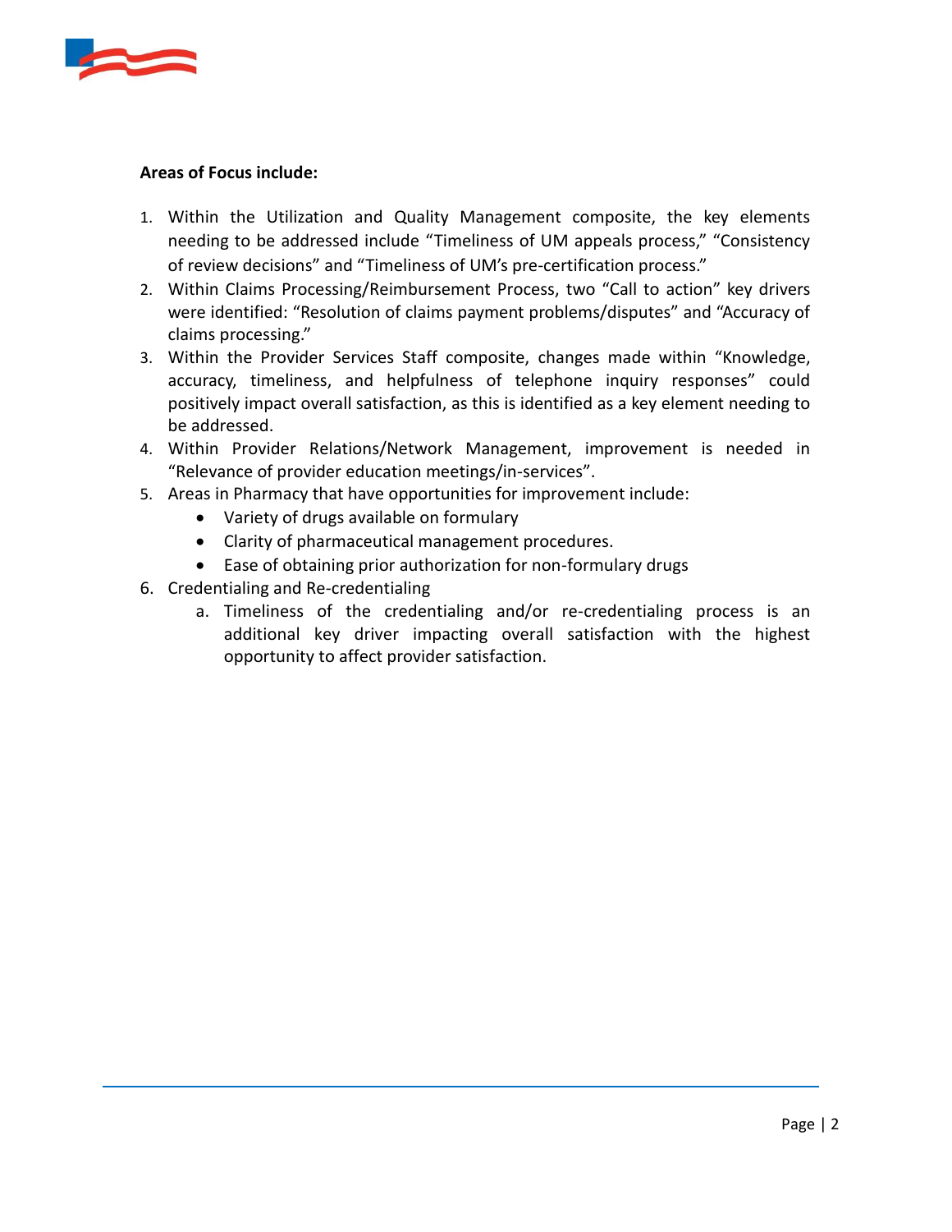**Areas of Focus include:**

1. Within the Utilization and Quality Management composite, the key elements needing to be addressed include "Timeliness of UM appeals process," "Consistency of review decisions" and "Timeliness of UM's pre-certification process."
2. Within Claims Processing/Reimbursement Process, two "Call to action" key drivers were identified: "Resolution of claims payment problems/disputes" and "Accuracy of claims processing."
3. Within the Provider Services Staff composite, changes made within "Knowledge, accuracy, timeliness, and helpfulness of telephone inquiry responses" could positively impact overall satisfaction, as this is identified as a key element needing to be addressed.
4. Within Provider Relations/Network Management, improvement is needed in "Relevance of provider education meetings/in-services".
5. Areas in Pharmacy that have opportunities for improvement include:
    - Variety of drugs available on formulary
    - Clarity of pharmaceutical management procedures.
    - Ease of obtaining prior authorization for non-formulary drugs
6. Credentialing and Re-credentialing
    a. Timeliness of the credentialing and/or re-credentialing process is an additional key driver impacting overall satisfaction with the highest opportunity to affect provider satisfaction.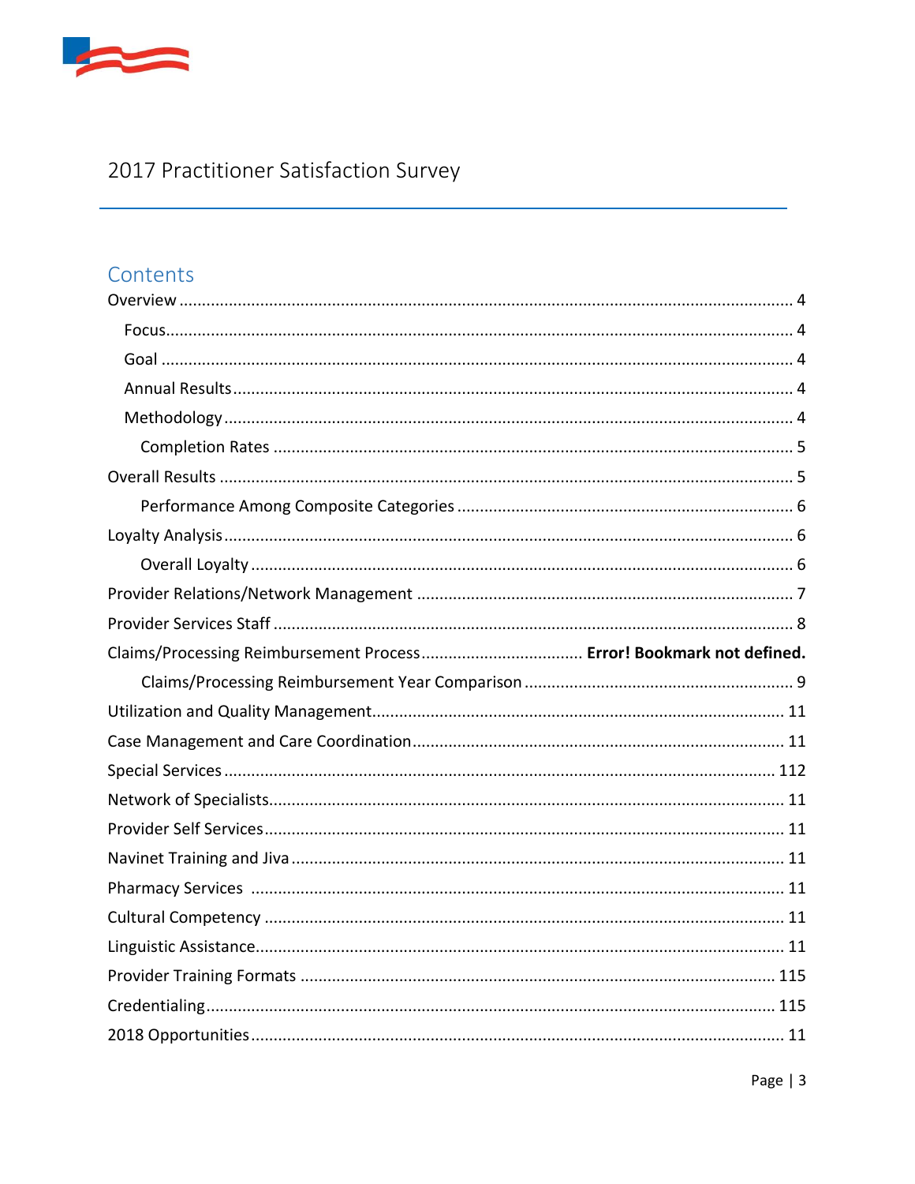2017 Practitioner Satisfaction Survey

## Contents

- Overview ..... 4
  - Focus ..... 4
  - Goal ..... 4
  - Annual Results ..... 4
  - Methodology ..... 4
    - Completion Rates ..... 5
- Overall Results ..... 5
    - Performance Among Composite Categories ..... 6
- Loyalty Analysis ..... 6
    - Overall Loyalty ..... 6
- Provider Relations/Network Management ..... 7
- Provider Services Staff ..... 8
- Claims/Processing Reimbursement Process ..... **Error! Bookmark not defined.**
    - Claims/Processing Reimbursement Year Comparison ..... 9
- Utilization and Quality Management ..... 11
- Case Management and Care Coordination ..... 11
- Special Services ..... 112
- Network of Specialists ..... 11
- Provider Self Services ..... 11
- Navinet Training and Jiva ..... 11
- Pharmacy Services ..... 11
- Cultural Competency ..... 11
- Linguistic Assistance ..... 11
- Provider Training Formats ..... 115
- Credentialing ..... 115
- 2018 Opportunities ..... 11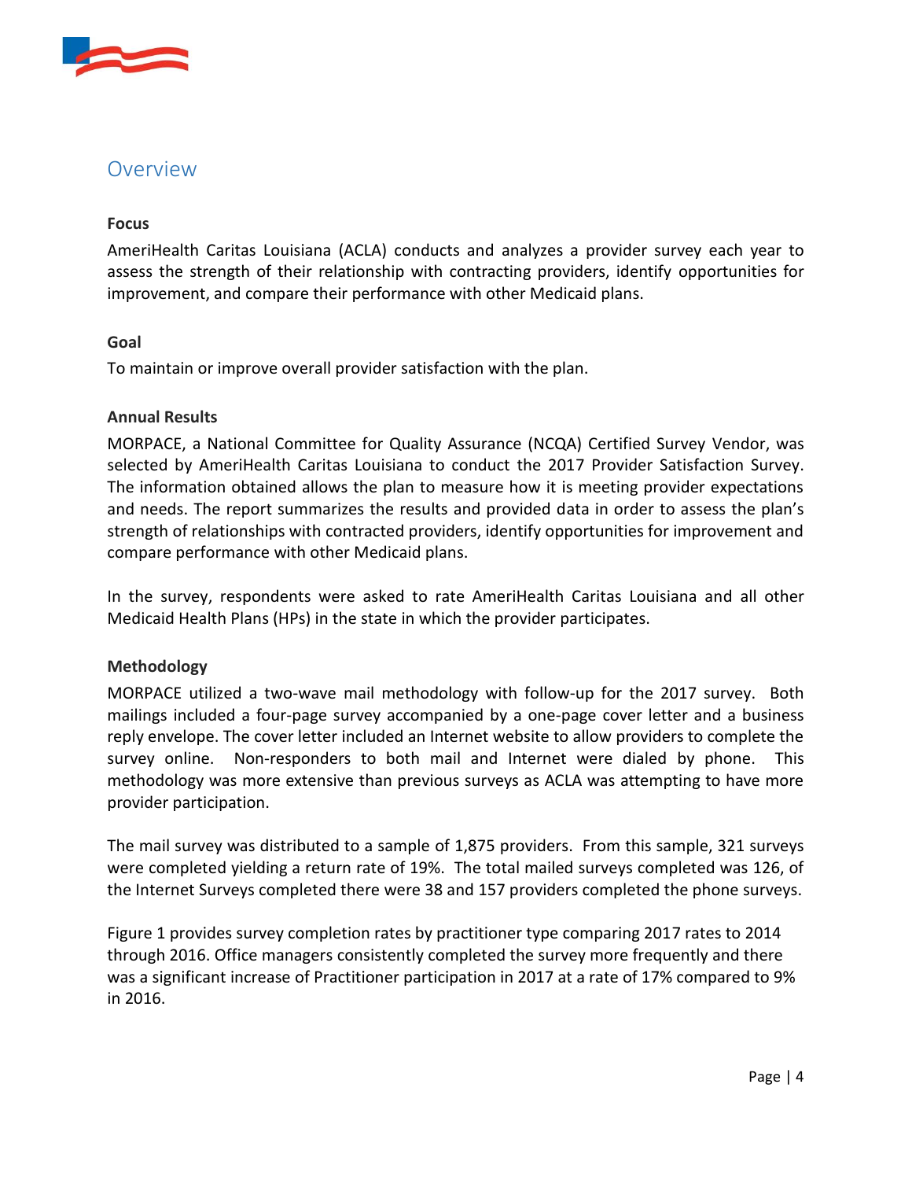## Overview

**Focus**

AmeriHealth Caritas Louisiana (ACLA) conducts and analyzes a provider survey each year to assess the strength of their relationship with contracting providers, identify opportunities for improvement, and compare their performance with other Medicaid plans.

**Goal**

To maintain or improve overall provider satisfaction with the plan.

**Annual Results**

MORPACE, a National Committee for Quality Assurance (NCQA) Certified Survey Vendor, was selected by AmeriHealth Caritas Louisiana to conduct the 2017 Provider Satisfaction Survey. The information obtained allows the plan to measure how it is meeting provider expectations and needs. The report summarizes the results and provided data in order to assess the plan's strength of relationships with contracted providers, identify opportunities for improvement and compare performance with other Medicaid plans.

In the survey, respondents were asked to rate AmeriHealth Caritas Louisiana and all other Medicaid Health Plans (HPs) in the state in which the provider participates.

**Methodology**

MORPACE utilized a two-wave mail methodology with follow-up for the 2017 survey. Both mailings included a four-page survey accompanied by a one-page cover letter and a business reply envelope. The cover letter included an Internet website to allow providers to complete the survey online. Non-responders to both mail and Internet were dialed by phone. This methodology was more extensive than previous surveys as ACLA was attempting to have more provider participation.

The mail survey was distributed to a sample of 1,875 providers. From this sample, 321 surveys were completed yielding a return rate of 19%. The total mailed surveys completed was 126, of the Internet Surveys completed there were 38 and 157 providers completed the phone surveys.

Figure 1 provides survey completion rates by practitioner type comparing 2017 rates to 2014 through 2016. Office managers consistently completed the survey more frequently and there was a significant increase of Practitioner participation in 2017 at a rate of 17% compared to 9% in 2016.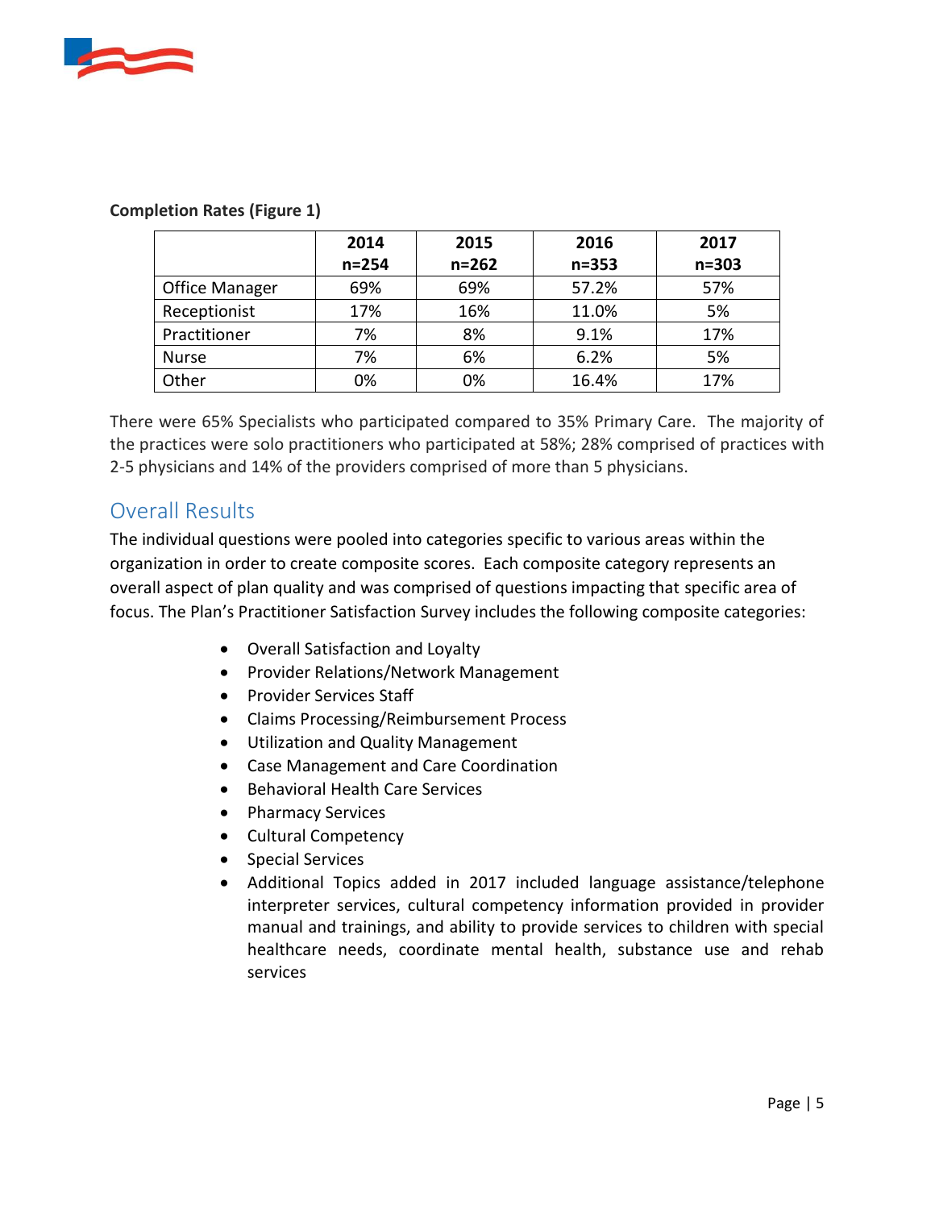**Completion Rates (Figure 1)**

| | 2014<br>n=254 | 2015<br>n=262 | 2016<br>n=353 | 2017<br>n=303 |
|---|---|---|---|---|
| Office Manager | 69% | 69% | 57.2% | 57% |
| Receptionist | 17% | 16% | 11.0% | 5% |
| Practitioner | 7% | 8% | 9.1% | 17% |
| Nurse | 7% | 6% | 6.2% | 5% |
| Other | 0% | 0% | 16.4% | 17% |

There were 65% Specialists who participated compared to 35% Primary Care. The majority of the practices were solo practitioners who participated at 58%; 28% comprised of practices with 2-5 physicians and 14% of the providers comprised of more than 5 physicians.

## Overall Results

The individual questions were pooled into categories specific to various areas within the organization in order to create composite scores. Each composite category represents an overall aspect of plan quality and was comprised of questions impacting that specific area of focus. The Plan's Practitioner Satisfaction Survey includes the following composite categories:

- Overall Satisfaction and Loyalty
- Provider Relations/Network Management
- Provider Services Staff
- Claims Processing/Reimbursement Process
- Utilization and Quality Management
- Case Management and Care Coordination
- Behavioral Health Care Services
- Pharmacy Services
- Cultural Competency
- Special Services
- Additional Topics added in 2017 included language assistance/telephone interpreter services, cultural competency information provided in provider manual and trainings, and ability to provide services to children with special healthcare needs, coordinate mental health, substance use and rehab services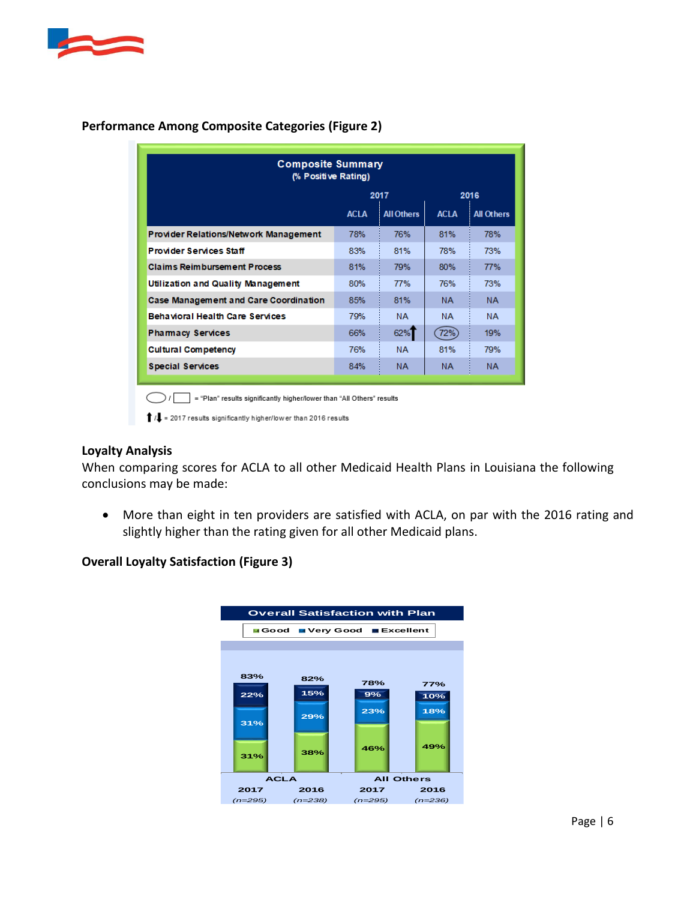**Performance Among Composite Categories (Figure 2)**

| Composite Summary (% Positive Rating) | 2017 | | 2016 | |
|---|---|---|---|---|
| | ACLA | All Others | ACLA | All Others |
| Provider Relations/Network Management | 78% | 76% | 81% | 78% |
| Provider Services Staff | 83% | 81% | 78% | 73% |
| Claims Reimbursement Process | 81% | 79% | 80% | 77% |
| Utilization and Quality Management | 80% | 77% | 76% | 73% |
| Case Management and Care Coordination | 85% | 81% | NA | NA |
| Behavioral Health Care Services | 79% | NA | NA | NA |
| Pharmacy Services | 66% | 62%↑ | (72%) | 19% |
| Cultural Competency | 76% | NA | 81% | 79% |
| Special Services | 84% | NA | NA | NA |

⬭ / ☐ = "Plan" results significantly higher/lower than "All Others" results

↑/↓ = 2017 results significantly higher/lower than 2016 results

**Loyalty Analysis**

When comparing scores for ACLA to all other Medicaid Health Plans in Louisiana the following conclusions may be made:

- More than eight in ten providers are satisfied with ACLA, on par with the 2016 rating and slightly higher than the rating given for all other Medicaid plans.

**Overall Loyalty Satisfaction (Figure 3)**

Overall Satisfaction with Plan

| | ACLA 2017 (n=295) | ACLA 2016 (n=238) | All Others 2017 (n=295) | All Others 2016 (n=236) |
|---|---|---|---|---|
| Excellent | 22% | 15% | 9% | 10% |
| Very Good | 31% | 29% | 23% | 18% |
| Good | 31% | 38% | 46% | 49% |
| Total | 83% | 82% | 78% | 77% |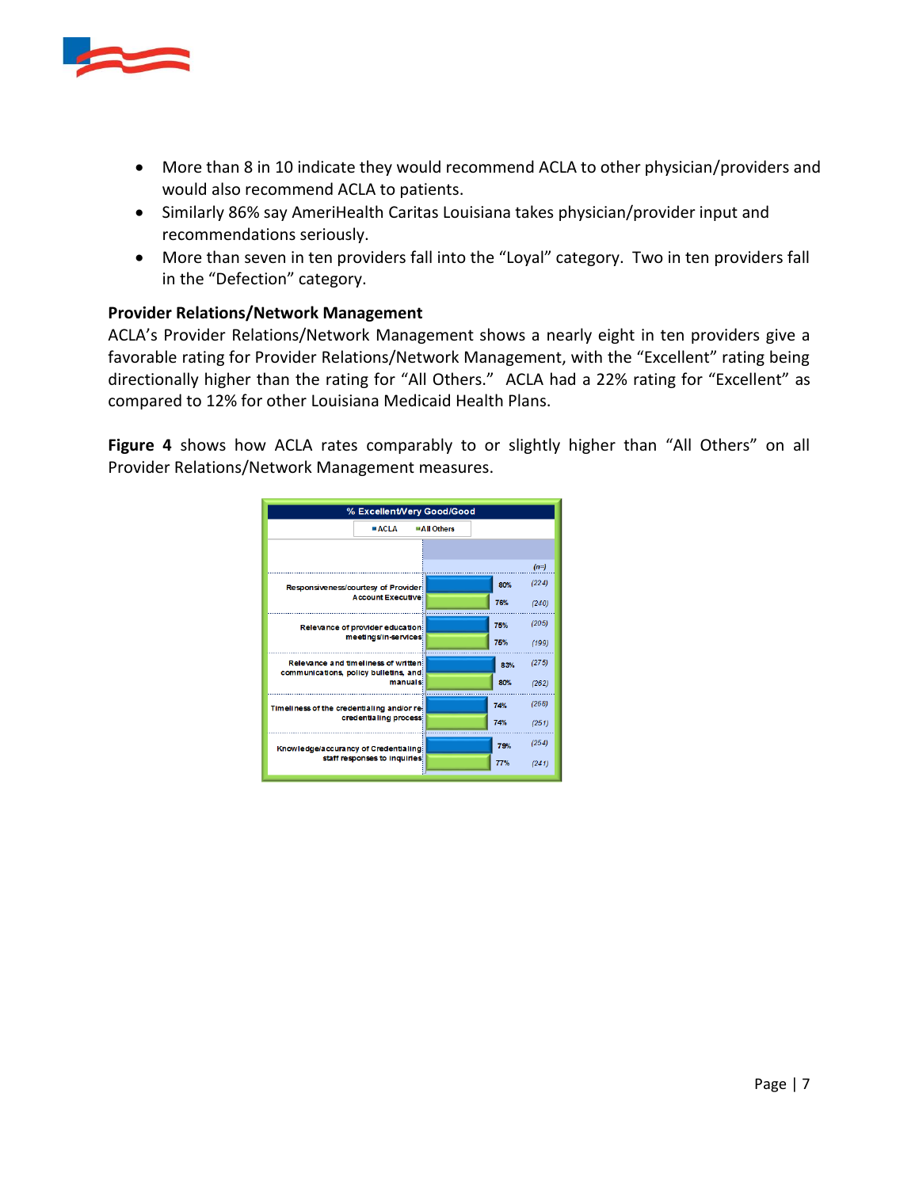- More than 8 in 10 indicate they would recommend ACLA to other physician/providers and would also recommend ACLA to patients.
- Similarly 86% say AmeriHealth Caritas Louisiana takes physician/provider input and recommendations seriously.
- More than seven in ten providers fall into the "Loyal" category. Two in ten providers fall in the "Defection" category.

**Provider Relations/Network Management**

ACLA's Provider Relations/Network Management shows a nearly eight in ten providers give a favorable rating for Provider Relations/Network Management, with the "Excellent" rating being directionally higher than the rating for "All Others." ACLA had a 22% rating for "Excellent" as compared to 12% for other Louisiana Medicaid Health Plans.

**Figure 4** shows how ACLA rates comparably to or slightly higher than "All Others" on all Provider Relations/Network Management measures.

% Excellent/Very Good/Good

| Measure | ACLA | (n=) | All Others | (n=) |
|---|---|---|---|---|
| Responsiveness/courtesy of Provider Account Executive | 80% | (224) | 78% | (240) |
| Relevance of provider education meetings/in-services | 75% | (205) | 75% | (199) |
| Relevance and timeliness of written communications, policy bulletins, and manuals | 83% | (275) | 80% | (262) |
| Timeliness of the credentialing and/or re-credentialing process | 74% | (268) | 74% | (251) |
| Knowledge/accurancy of Credentialing staff responses to inquiries | 79% | (254) | 77% | (241) |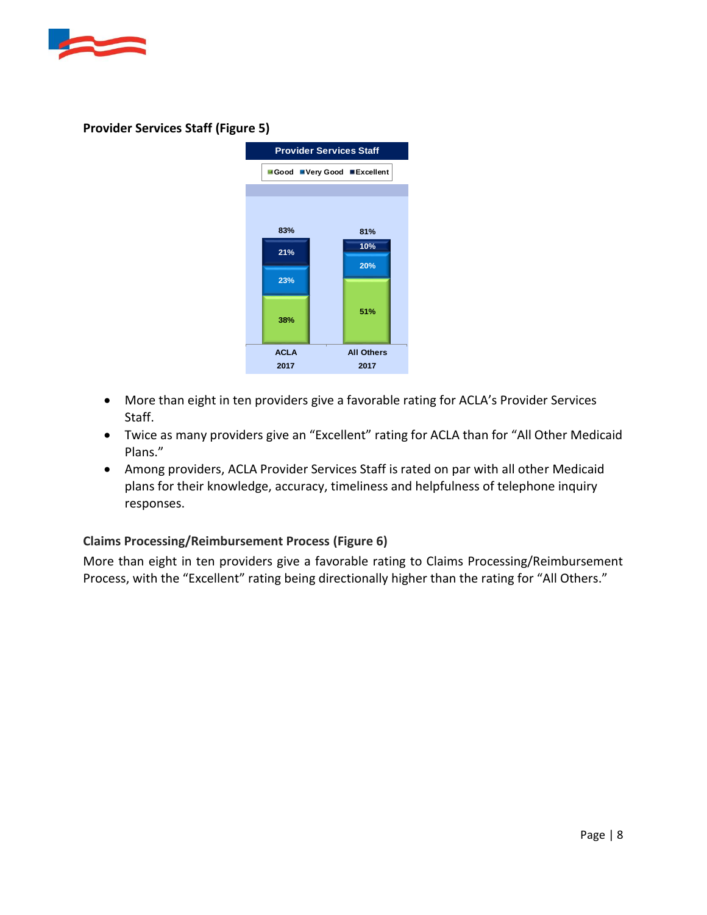**Provider Services Staff (Figure 5)**

- More than eight in ten providers give a favorable rating for ACLA's Provider Services Staff.
- Twice as many providers give an "Excellent" rating for ACLA than for "All Other Medicaid Plans."
- Among providers, ACLA Provider Services Staff is rated on par with all other Medicaid plans for their knowledge, accuracy, timeliness and helpfulness of telephone inquiry responses.

**Claims Processing/Reimbursement Process (Figure 6)**

More than eight in ten providers give a favorable rating to Claims Processing/Reimbursement Process, with the "Excellent" rating being directionally higher than the rating for "All Others."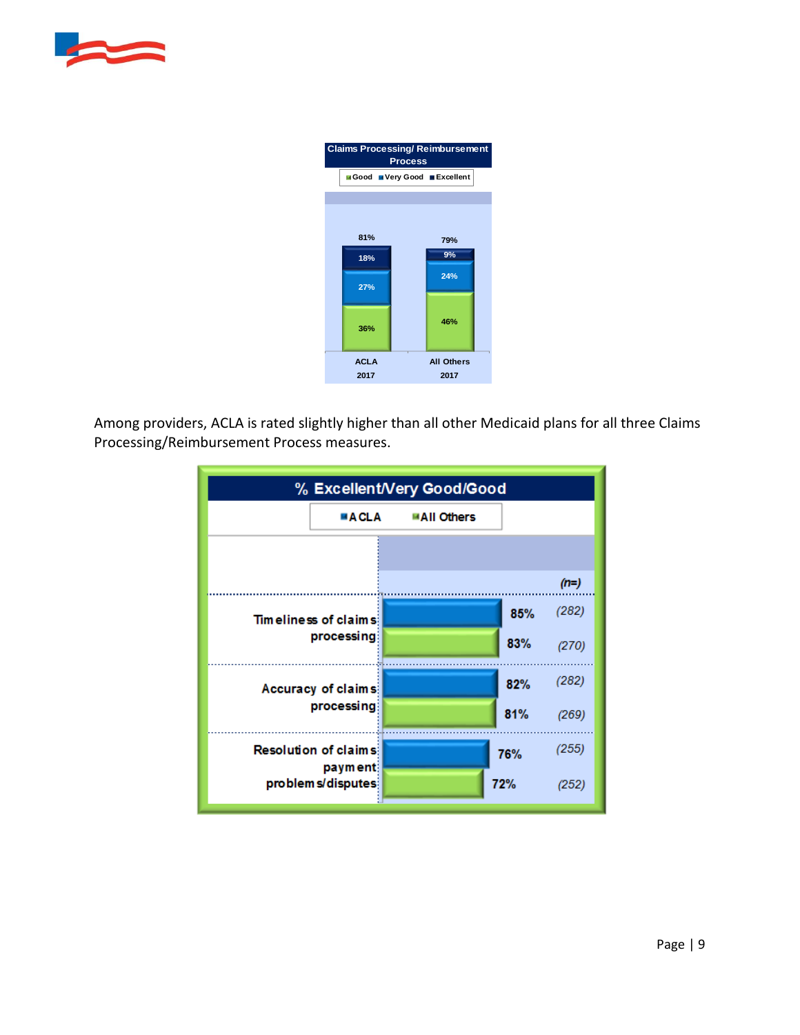**Claims Processing/ Reimbursement Process**

| | ACLA 2017 | All Others 2017 |
|---|---|---|
| Excellent | 18% | 9% |
| Very Good | 27% | 24% |
| Good | 36% | 46% |
| Total | 81% | 79% |

Among providers, ACLA is rated slightly higher than all other Medicaid plans for all three Claims Processing/Reimbursement Process measures.

**% Excellent/Very Good/Good**

| Measure | ACLA | (n=) | All Others | (n=) |
|---|---|---|---|---|
| Timeliness of claims processing | 85% | (282) | 83% | (270) |
| Accuracy of claims processing | 82% | (282) | 81% | (269) |
| Resolution of claims payment problems/disputes | 76% | (255) | 72% | (252) |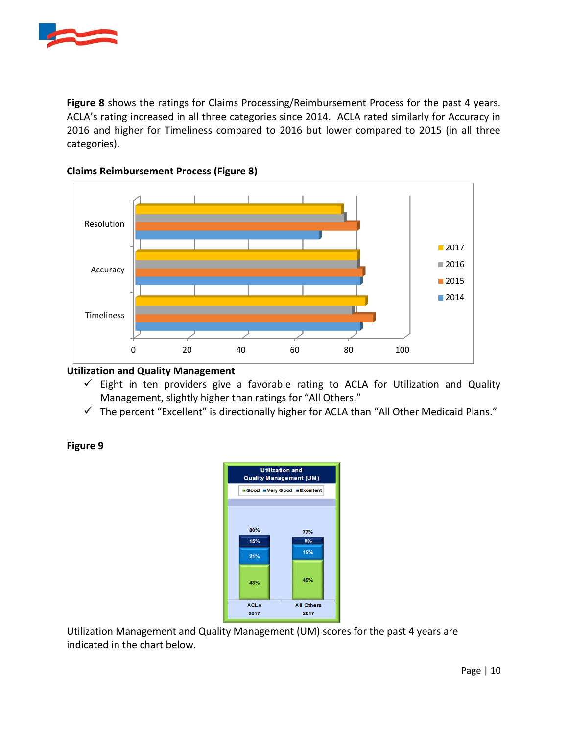**Figure 8** shows the ratings for Claims Processing/Reimbursement Process for the past 4 years. ACLA's rating increased in all three categories since 2014. ACLA rated similarly for Accuracy in 2016 and higher for Timeliness compared to 2016 but lower compared to 2015 (in all three categories).

**Claims Reimbursement Process (Figure 8)**

**Utilization and Quality Management**

- ✓ Eight in ten providers give a favorable rating to ACLA for Utilization and Quality Management, slightly higher than ratings for "All Others."
- ✓ The percent "Excellent" is directionally higher for ACLA than "All Other Medicaid Plans."

**Figure 9**

Utilization Management and Quality Management (UM) scores for the past 4 years are indicated in the chart below.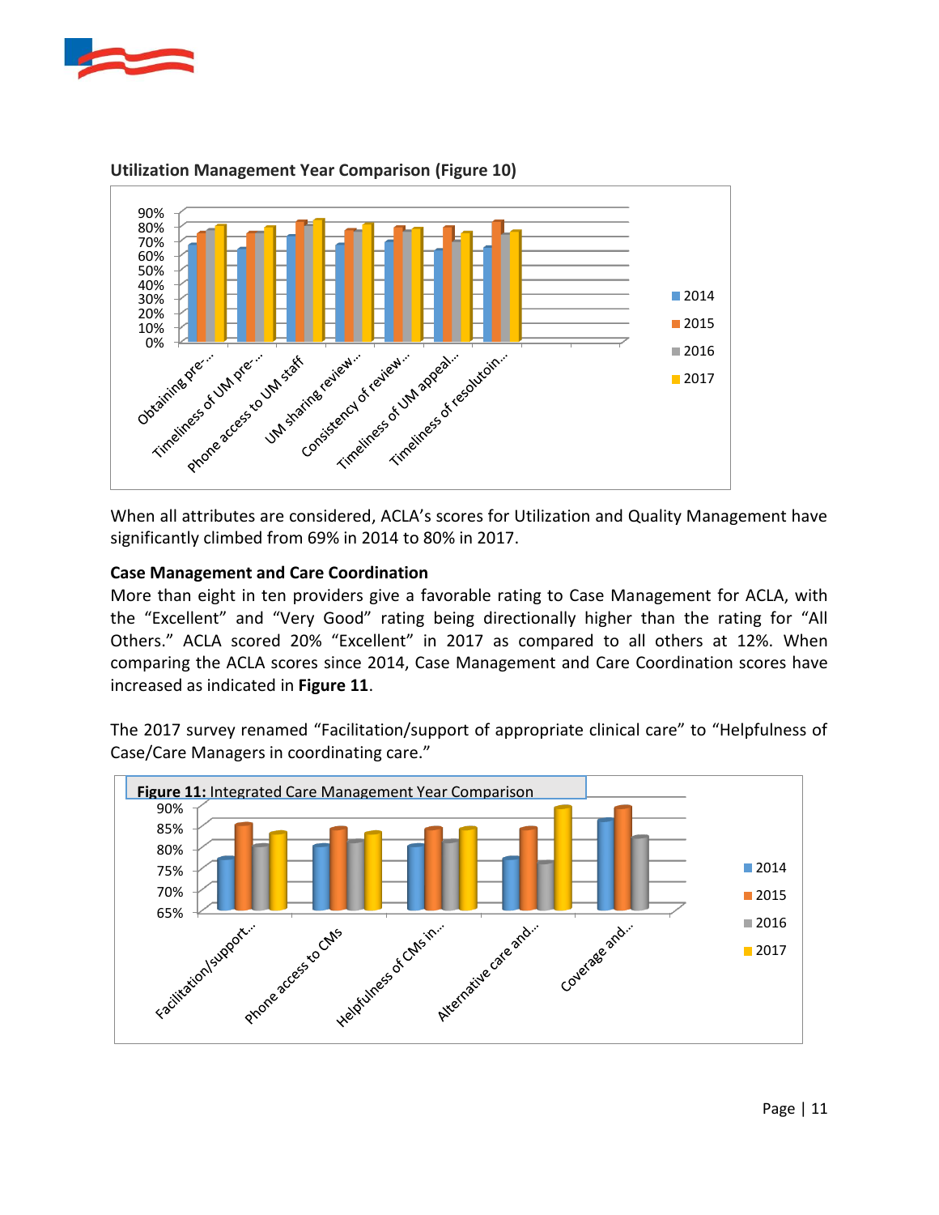**Utilization Management Year Comparison (Figure 10)**

When all attributes are considered, ACLA's scores for Utilization and Quality Management have significantly climbed from 69% in 2014 to 80% in 2017.

**Case Management and Care Coordination**

More than eight in ten providers give a favorable rating to Case Management for ACLA, with the "Excellent" and "Very Good" rating being directionally higher than the rating for "All Others." ACLA scored 20% "Excellent" in 2017 as compared to all others at 12%. When comparing the ACLA scores since 2014, Case Management and Care Coordination scores have increased as indicated in **Figure 11**.

The 2017 survey renamed "Facilitation/support of appropriate clinical care" to "Helpfulness of Case/Care Managers in coordinating care."

**Figure 11:** Integrated Care Management Year Comparison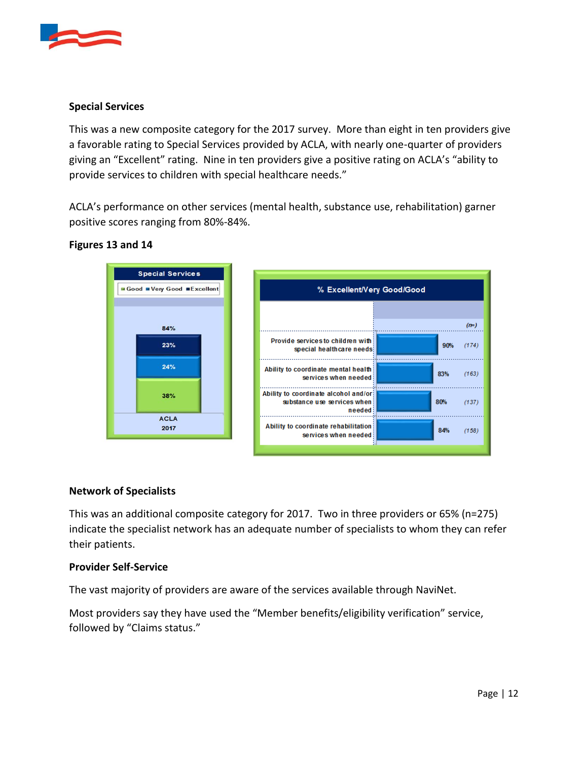**Special Services**

This was a new composite category for the 2017 survey. More than eight in ten providers give a favorable rating to Special Services provided by ACLA, with nearly one-quarter of providers giving an "Excellent" rating. Nine in ten providers give a positive rating on ACLA's "ability to provide services to children with special healthcare needs."

ACLA's performance on other services (mental health, substance use, rehabilitation) garner positive scores ranging from 80%-84%.

**Figures 13 and 14**

**Special Services**

| | ACLA 2017 |
|---|---|
| Excellent | 23% |
| Very Good | 24% |
| Good | 38% |
| Total | 84% |

**% Excellent/Very Good/Good**

| | % | (n=) |
|---|---|---|
| Provide services to children with special healthcare needs | 90% | (174) |
| Ability to coordinate mental health services when needed | 83% | (163) |
| Ability to coordinate alcohol and/or substance use services when needed | 80% | (137) |
| Ability to coordinate rehabilitation services when needed | 84% | (158) |

**Network of Specialists**

This was an additional composite category for 2017. Two in three providers or 65% (n=275) indicate the specialist network has an adequate number of specialists to whom they can refer their patients.

**Provider Self-Service**

The vast majority of providers are aware of the services available through NaviNet.

Most providers say they have used the "Member benefits/eligibility verification" service, followed by "Claims status."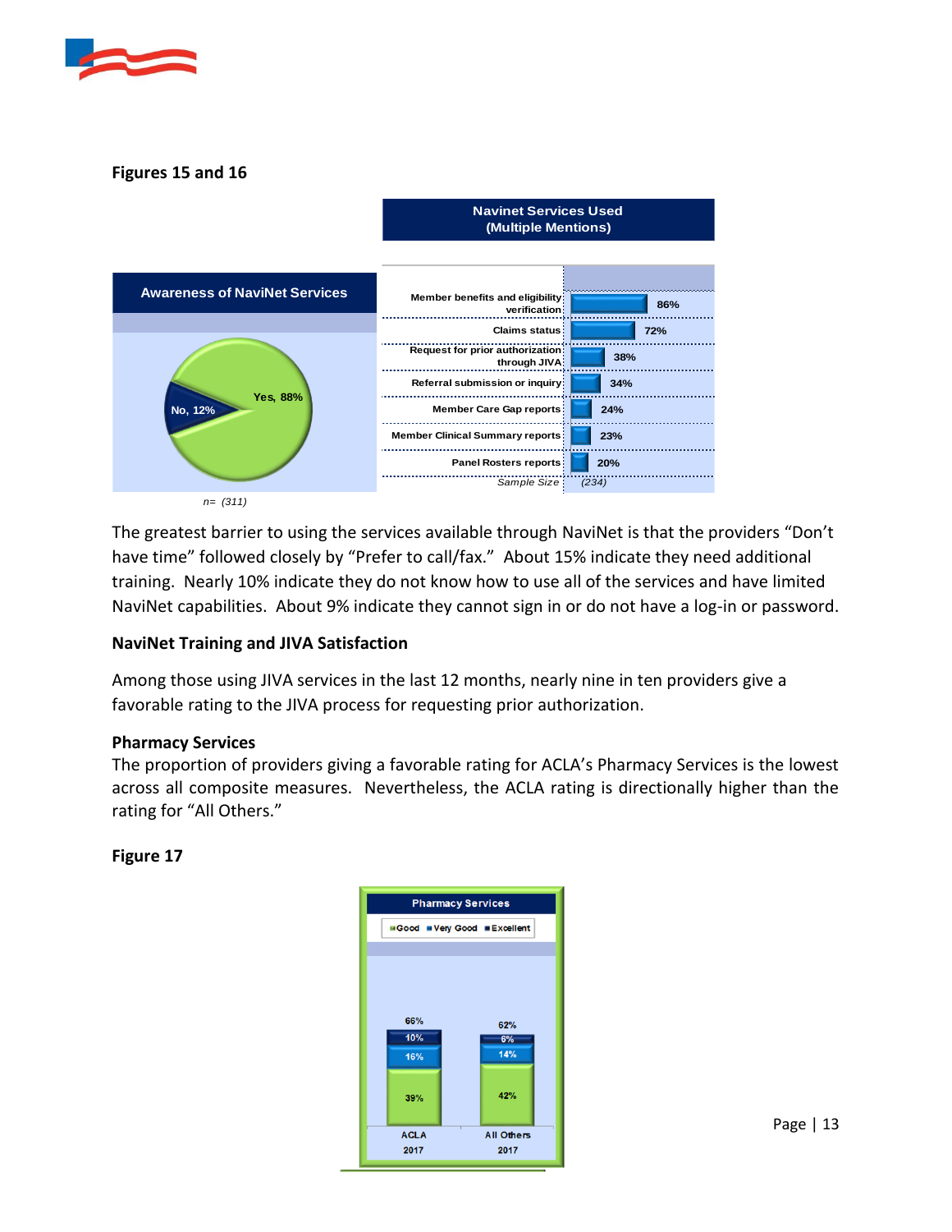**Figures 15 and 16**

**Awareness of NaviNet Services**

| Response | Percent |
|---|---|
| Yes | 88% |
| No | 12% |

n= (311)

**Navinet Services Used (Multiple Mentions)**

| Service | Percent |
|---|---|
| Member benefits and eligibility verification | 86% |
| Claims status | 72% |
| Request for prior authorization through JIVA | 38% |
| Referral submission or inquiry | 34% |
| Member Care Gap reports | 24% |
| Member Clinical Summary reports | 23% |
| Panel Rosters reports | 20% |
| *Sample Size* | *(234)* |

The greatest barrier to using the services available through NaviNet is that the providers "Don't have time" followed closely by "Prefer to call/fax." About 15% indicate they need additional training. Nearly 10% indicate they do not know how to use all of the services and have limited NaviNet capabilities. About 9% indicate they cannot sign in or do not have a log-in or password.

**NaviNet Training and JIVA Satisfaction**

Among those using JIVA services in the last 12 months, nearly nine in ten providers give a favorable rating to the JIVA process for requesting prior authorization.

**Pharmacy Services**

The proportion of providers giving a favorable rating for ACLA's Pharmacy Services is the lowest across all composite measures. Nevertheless, the ACLA rating is directionally higher than the rating for "All Others."

**Figure 17**

**Pharmacy Services**

| | ACLA 2017 | All Others 2017 |
|---|---|---|
| Excellent | 10% | 6% |
| Very Good | 16% | 14% |
| Good | 39% | 42% |
| Total | 66% | 62% |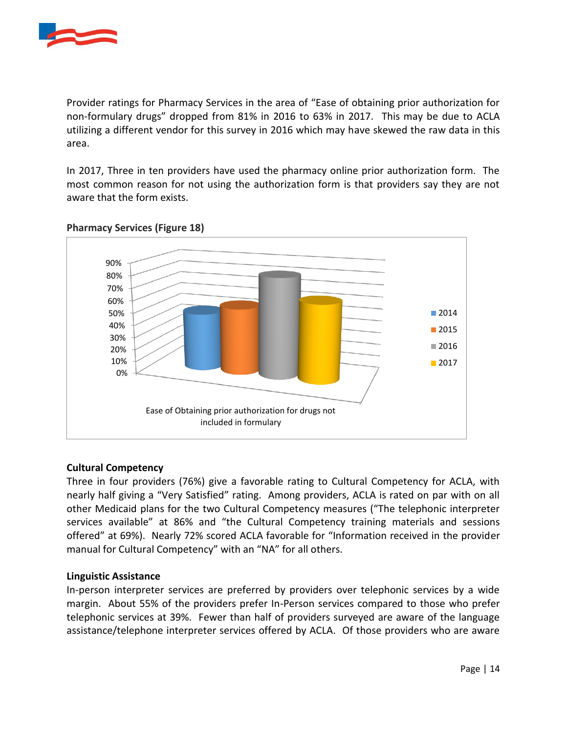Provider ratings for Pharmacy Services in the area of "Ease of obtaining prior authorization for non-formulary drugs" dropped from 81% in 2016 to 63% in 2017. This may be due to ACLA utilizing a different vendor for this survey in 2016 which may have skewed the raw data in this area.

In 2017, Three in ten providers have used the pharmacy online prior authorization form. The most common reason for not using the authorization form is that providers say they are not aware that the form exists.

**Pharmacy Services (Figure 18)**

**Cultural Competency**

Three in four providers (76%) give a favorable rating to Cultural Competency for ACLA, with nearly half giving a "Very Satisfied" rating. Among providers, ACLA is rated on par with on all other Medicaid plans for the two Cultural Competency measures ("The telephonic interpreter services available" at 86% and "the Cultural Competency training materials and sessions offered" at 69%). Nearly 72% scored ACLA favorable for "Information received in the provider manual for Cultural Competency" with an "NA" for all others.

**Linguistic Assistance**

In-person interpreter services are preferred by providers over telephonic services by a wide margin. About 55% of the providers prefer In-Person services compared to those who prefer telephonic services at 39%. Fewer than half of providers surveyed are aware of the language assistance/telephone interpreter services offered by ACLA. Of those providers who are aware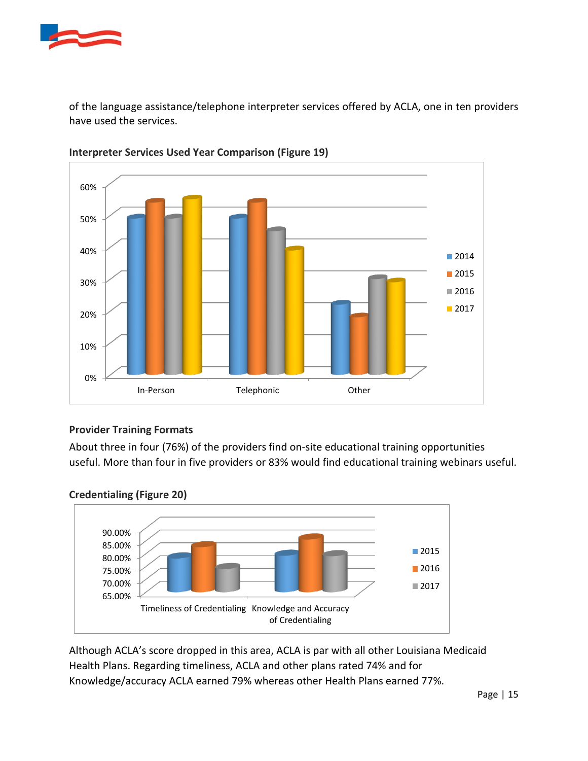of the language assistance/telephone interpreter services offered by ACLA, one in ten providers have used the services.

**Interpreter Services Used Year Comparison (Figure 19)**

### Provider Training Formats

About three in four (76%) of the providers find on-site educational training opportunities useful. More than four in five providers or 83% would find educational training webinars useful.

**Credentialing (Figure 20)**

Although ACLA's score dropped in this area, ACLA is par with all other Louisiana Medicaid Health Plans. Regarding timeliness, ACLA and other plans rated 74% and for Knowledge/accuracy ACLA earned 79% whereas other Health Plans earned 77%.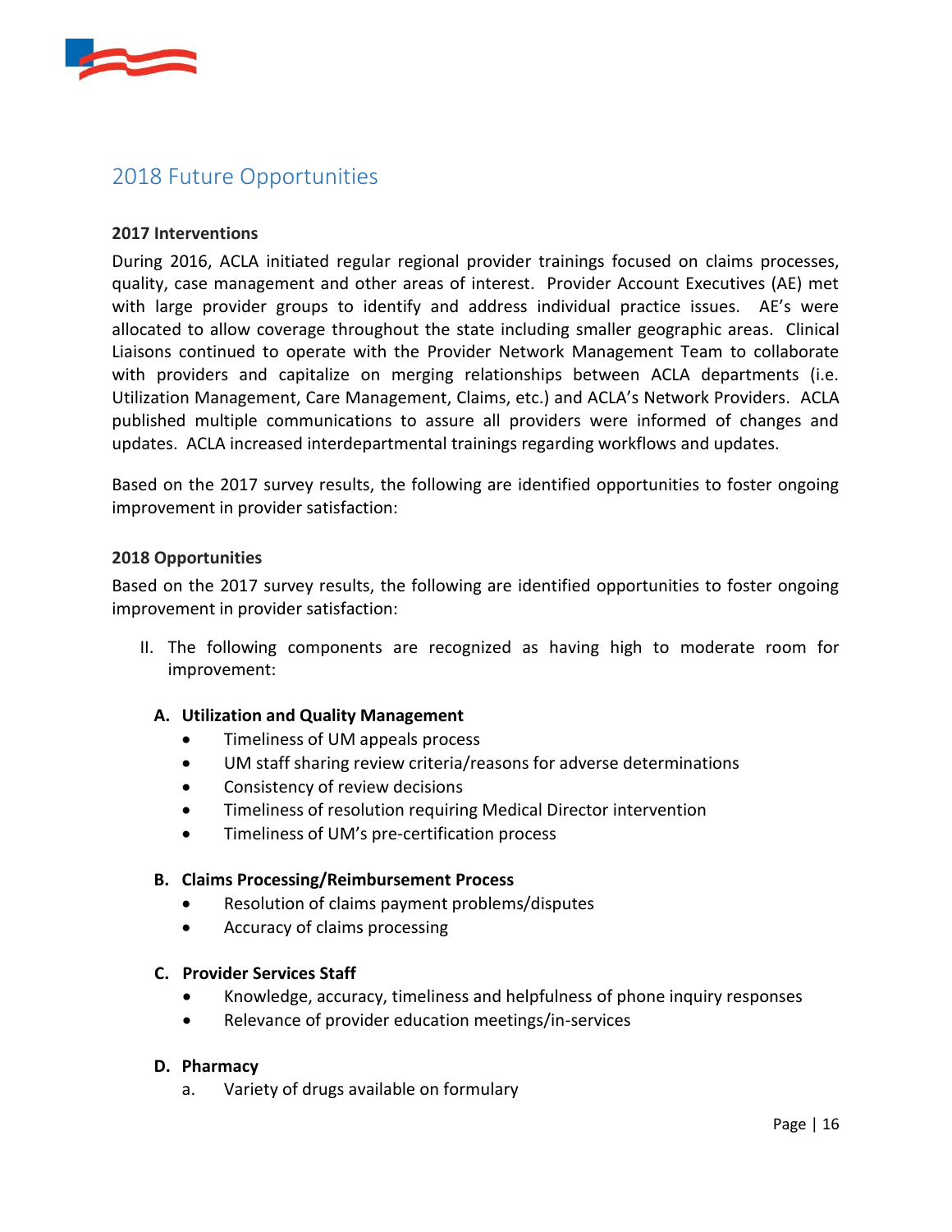## 2018 Future Opportunities

**2017 Interventions**

During 2016, ACLA initiated regular regional provider trainings focused on claims processes, quality, case management and other areas of interest. Provider Account Executives (AE) met with large provider groups to identify and address individual practice issues. AE's were allocated to allow coverage throughout the state including smaller geographic areas. Clinical Liaisons continued to operate with the Provider Network Management Team to collaborate with providers and capitalize on merging relationships between ACLA departments (i.e. Utilization Management, Care Management, Claims, etc.) and ACLA's Network Providers. ACLA published multiple communications to assure all providers were informed of changes and updates. ACLA increased interdepartmental trainings regarding workflows and updates.

Based on the 2017 survey results, the following are identified opportunities to foster ongoing improvement in provider satisfaction:

**2018 Opportunities**

Based on the 2017 survey results, the following are identified opportunities to foster ongoing improvement in provider satisfaction:

II. The following components are recognized as having high to moderate room for improvement:

**A. Utilization and Quality Management**

- Timeliness of UM appeals process
- UM staff sharing review criteria/reasons for adverse determinations
- Consistency of review decisions
- Timeliness of resolution requiring Medical Director intervention
- Timeliness of UM's pre-certification process

**B. Claims Processing/Reimbursement Process**

- Resolution of claims payment problems/disputes
- Accuracy of claims processing

**C. Provider Services Staff**

- Knowledge, accuracy, timeliness and helpfulness of phone inquiry responses
- Relevance of provider education meetings/in-services

**D. Pharmacy**

a. Variety of drugs available on formulary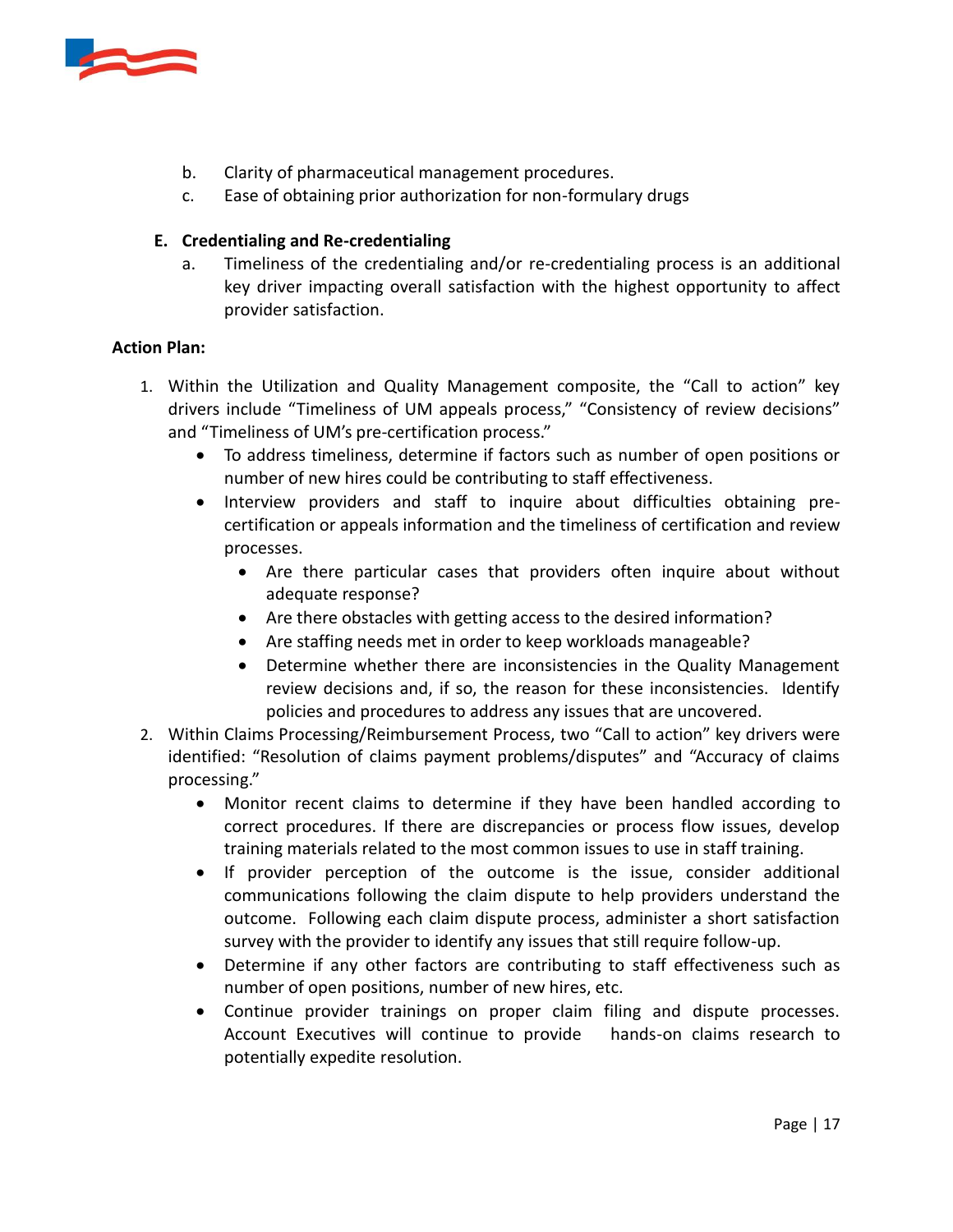b. Clarity of pharmaceutical management procedures.
c. Ease of obtaining prior authorization for non-formulary drugs

**E. Credentialing and Re-credentialing**

a. Timeliness of the credentialing and/or re-credentialing process is an additional key driver impacting overall satisfaction with the highest opportunity to affect provider satisfaction.

**Action Plan:**

1. Within the Utilization and Quality Management composite, the "Call to action" key drivers include "Timeliness of UM appeals process," "Consistency of review decisions" and "Timeliness of UM's pre-certification process."
   - To address timeliness, determine if factors such as number of open positions or number of new hires could be contributing to staff effectiveness.
   - Interview providers and staff to inquire about difficulties obtaining pre-certification or appeals information and the timeliness of certification and review processes.
     - Are there particular cases that providers often inquire about without adequate response?
     - Are there obstacles with getting access to the desired information?
     - Are staffing needs met in order to keep workloads manageable?
     - Determine whether there are inconsistencies in the Quality Management review decisions and, if so, the reason for these inconsistencies. Identify policies and procedures to address any issues that are uncovered.
2. Within Claims Processing/Reimbursement Process, two "Call to action" key drivers were identified: "Resolution of claims payment problems/disputes" and "Accuracy of claims processing."
   - Monitor recent claims to determine if they have been handled according to correct procedures. If there are discrepancies or process flow issues, develop training materials related to the most common issues to use in staff training.
   - If provider perception of the outcome is the issue, consider additional communications following the claim dispute to help providers understand the outcome. Following each claim dispute process, administer a short satisfaction survey with the provider to identify any issues that still require follow-up.
   - Determine if any other factors are contributing to staff effectiveness such as number of open positions, number of new hires, etc.
   - Continue provider trainings on proper claim filing and dispute processes. Account Executives will continue to provide hands-on claims research to potentially expedite resolution.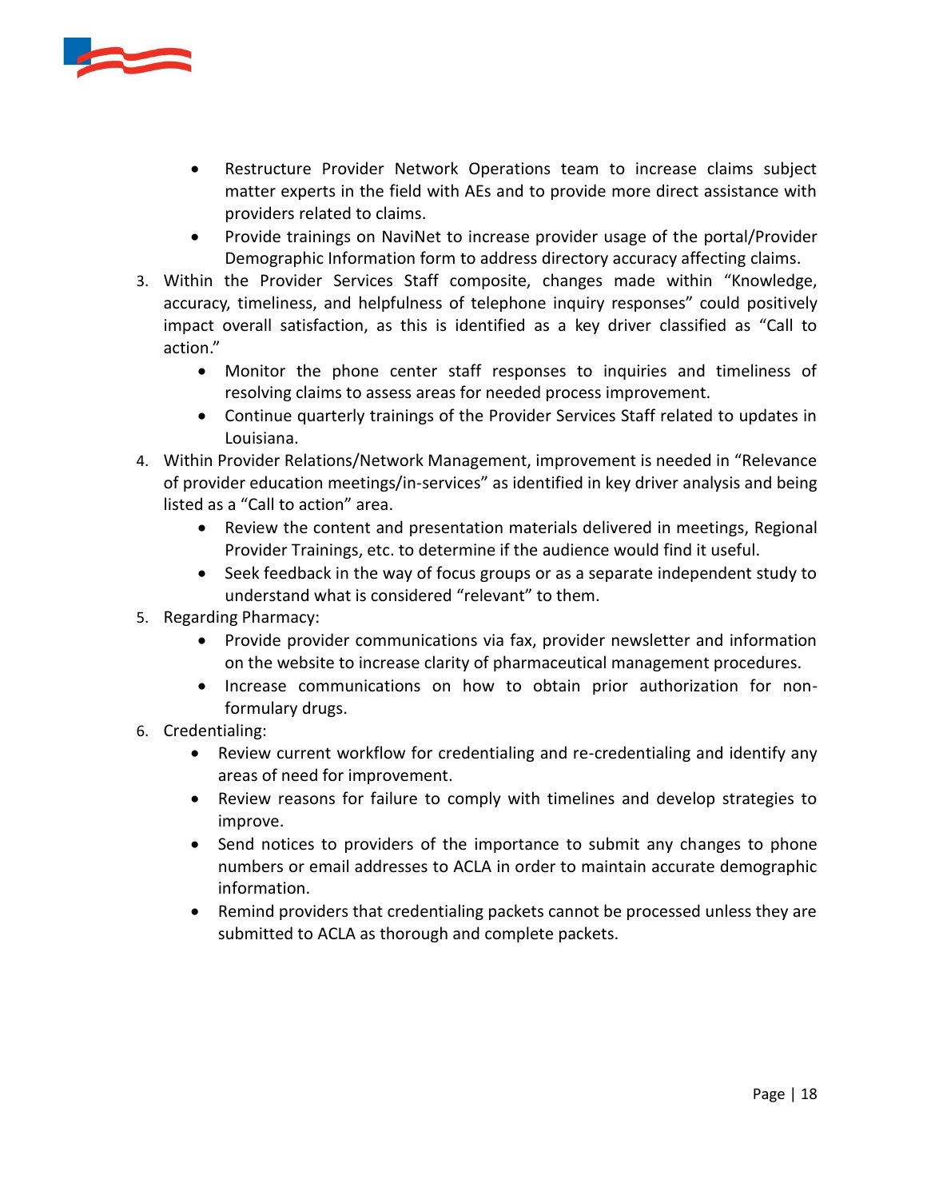- Restructure Provider Network Operations team to increase claims subject matter experts in the field with AEs and to provide more direct assistance with providers related to claims.
- Provide trainings on NaviNet to increase provider usage of the portal/Provider Demographic Information form to address directory accuracy affecting claims.

3. Within the Provider Services Staff composite, changes made within "Knowledge, accuracy, timeliness, and helpfulness of telephone inquiry responses" could positively impact overall satisfaction, as this is identified as a key driver classified as "Call to action."
    - Monitor the phone center staff responses to inquiries and timeliness of resolving claims to assess areas for needed process improvement.
    - Continue quarterly trainings of the Provider Services Staff related to updates in Louisiana.
4. Within Provider Relations/Network Management, improvement is needed in "Relevance of provider education meetings/in-services" as identified in key driver analysis and being listed as a "Call to action" area.
    - Review the content and presentation materials delivered in meetings, Regional Provider Trainings, etc. to determine if the audience would find it useful.
    - Seek feedback in the way of focus groups or as a separate independent study to understand what is considered "relevant" to them.
5. Regarding Pharmacy:
    - Provide provider communications via fax, provider newsletter and information on the website to increase clarity of pharmaceutical management procedures.
    - Increase communications on how to obtain prior authorization for non-formulary drugs.
6. Credentialing:
    - Review current workflow for credentialing and re-credentialing and identify any areas of need for improvement.
    - Review reasons for failure to comply with timelines and develop strategies to improve.
    - Send notices to providers of the importance to submit any changes to phone numbers or email addresses to ACLA in order to maintain accurate demographic information.
    - Remind providers that credentialing packets cannot be processed unless they are submitted to ACLA as thorough and complete packets.